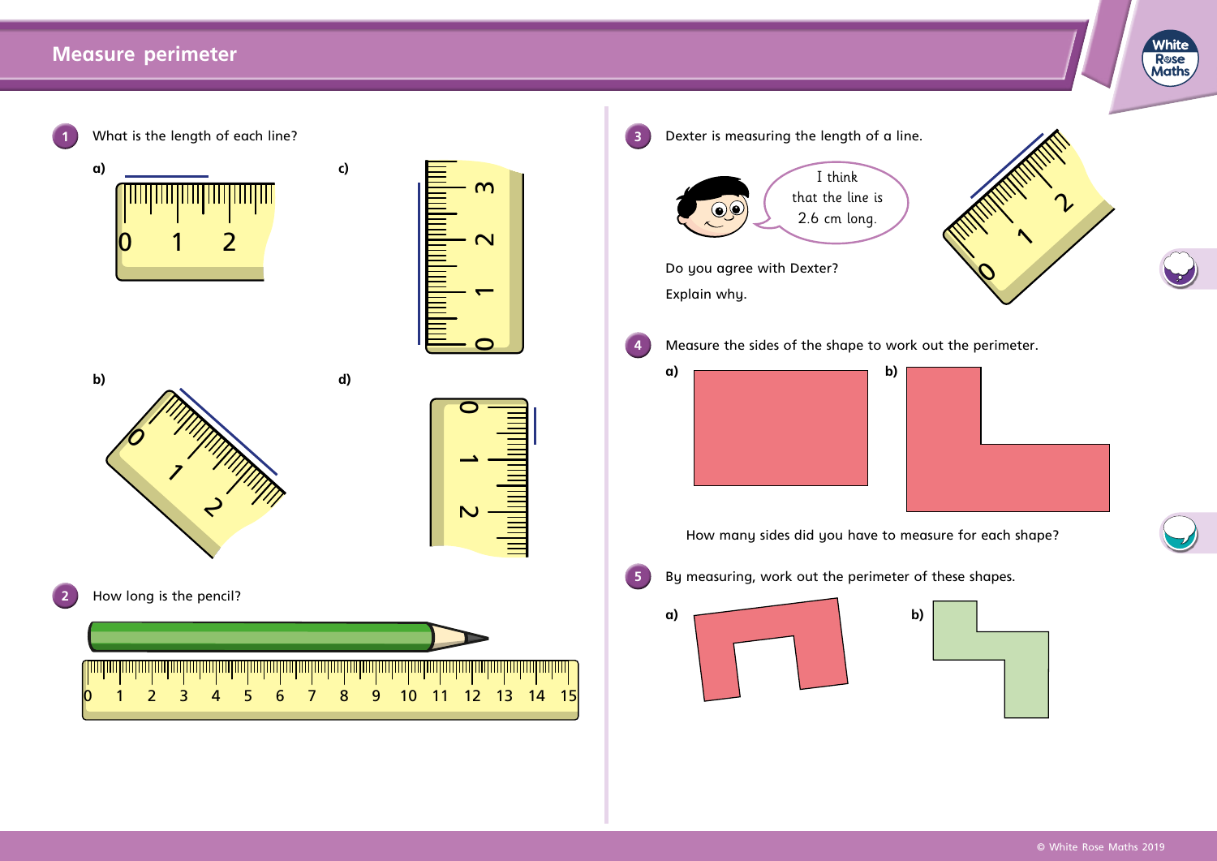# Measure perimeter

**1** What is the length of each line?

**a)**

**b)**

**c)**

**d)**

**2** How long is the pencil?

**3** Dexter is measuring the length of a line.

I think that the line is 2.6 cm long.

Do you agree with Dexter?

Explain why.

**4** Measure the sides of the shape to work out the perimeter.

**a)**

**b)**

How many sides did you have to measure for each shape?

**5** By measuring, work out the perimeter of these shapes.

**a)**

**b)**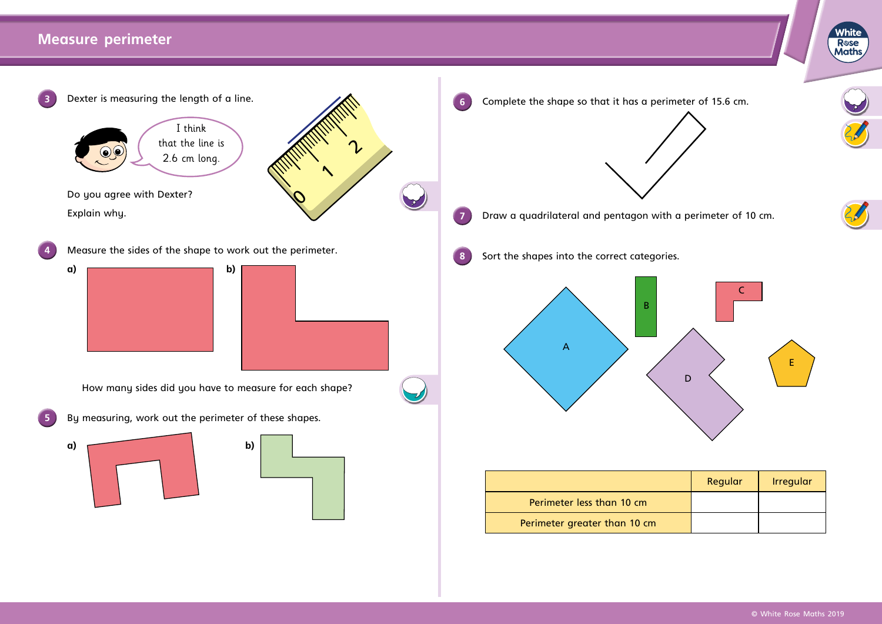# Measure perimeter

3. Dexter is measuring the length of a line.

I think that the line is 2.6 cm long.

Do you agree with Dexter?

Explain why.

4. Measure the sides of the shape to work out the perimeter.

**a)**

**b)**

How many sides did you have to measure for each shape?

5. By measuring, work out the perimeter of these shapes.

**a)**

**b)**

6. Complete the shape so that it has a perimeter of 15.6 cm.

7. Draw a quadrilateral and pentagon with a perimeter of 10 cm.

8. Sort the shapes into the correct categories.

A

B

C

D

E

| | Regular | Irregular |
|---|---|---|
| Perimeter less than 10 cm | | |
| Perimeter greater than 10 cm | | |